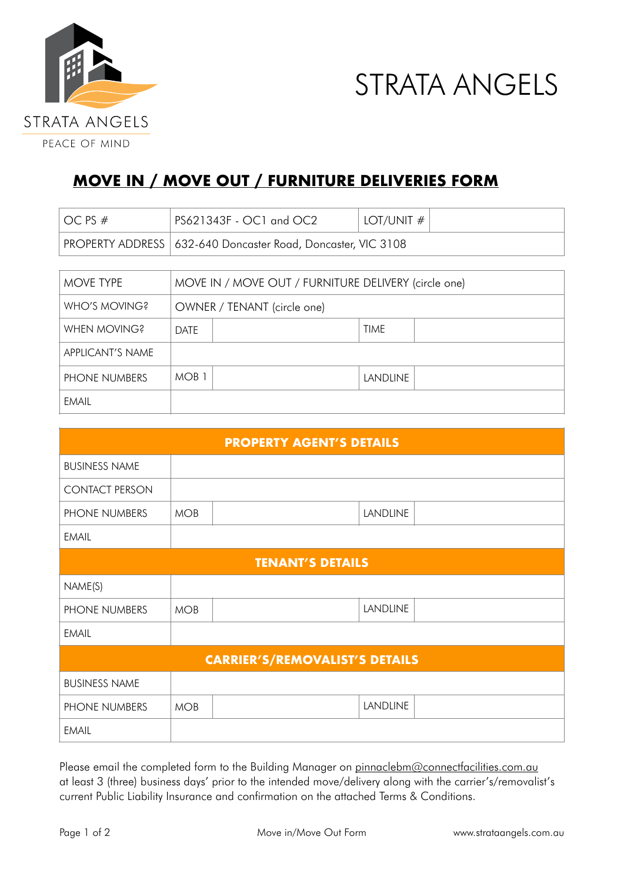STRATA ANGELS

PEACE OF MIND

# STRATA ANGELS

## MOVE IN / MOVE OUT / FURNITURE DELIVERIES FORM

| OC PS # | PS621343F - OC1 and OC2 | LOT/UNIT # | |
|---|---|---|---|
| PROPERTY ADDRESS | 632-640 Doncaster Road, Doncaster, VIC 3108 | | |

| MOVE TYPE | MOVE IN / MOVE OUT / FURNITURE DELIVERY (circle one) | | |
|---|---|---|---|
| WHO'S MOVING? | OWNER / TENANT (circle one) | | |
| WHEN MOVING? | DATE | TIME | |
| APPLICANT'S NAME | | | |
| PHONE NUMBERS | MOB 1 | LANDLINE | |
| EMAIL | | | |

| PROPERTY AGENT'S DETAILS | | | |
|---|---|---|---|
| BUSINESS NAME | | | |
| CONTACT PERSON | | | |
| PHONE NUMBERS | MOB | LANDLINE | |
| EMAIL | | | |
| **TENANT'S DETAILS** | | | |
| NAME(S) | | | |
| PHONE NUMBERS | MOB | LANDLINE | |
| EMAIL | | | |
| **CARRIER'S/REMOVALIST'S DETAILS** | | | |
| BUSINESS NAME | | | |
| PHONE NUMBERS | MOB | LANDLINE | |
| EMAIL | | | |

Please email the completed form to the Building Manager on pinnaclebm@connectfacilities.com.au at least 3 (three) business days' prior to the intended move/delivery along with the carrier's/removalist's current Public Liability Insurance and confirmation on the attached Terms & Conditions.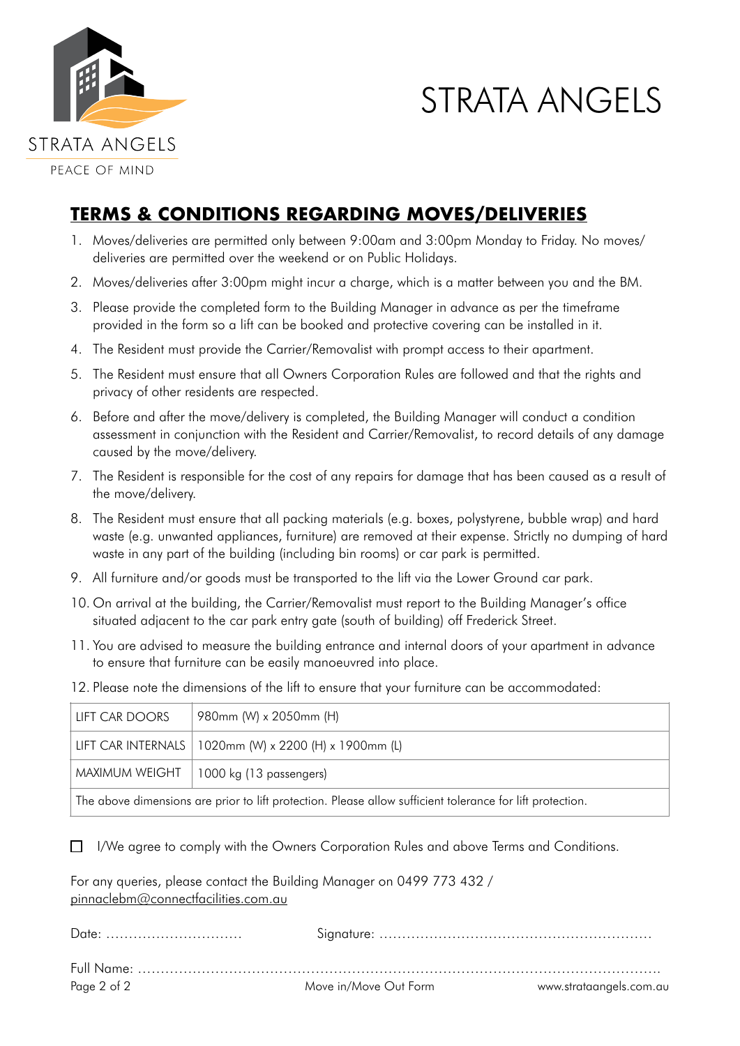STRATA ANGELS

PEACE OF MIND

STRATA ANGELS

## TERMS & CONDITIONS REGARDING MOVES/DELIVERIES

1. Moves/deliveries are permitted only between 9:00am and 3:00pm Monday to Friday. No moves/deliveries are permitted over the weekend or on Public Holidays.
2. Moves/deliveries after 3:00pm might incur a charge, which is a matter between you and the BM.
3. Please provide the completed form to the Building Manager in advance as per the timeframe provided in the form so a lift can be booked and protective covering can be installed in it.
4. The Resident must provide the Carrier/Removalist with prompt access to their apartment.
5. The Resident must ensure that all Owners Corporation Rules are followed and that the rights and privacy of other residents are respected.
6. Before and after the move/delivery is completed, the Building Manager will conduct a condition assessment in conjunction with the Resident and Carrier/Removalist, to record details of any damage caused by the move/delivery.
7. The Resident is responsible for the cost of any repairs for damage that has been caused as a result of the move/delivery.
8. The Resident must ensure that all packing materials (e.g. boxes, polystyrene, bubble wrap) and hard waste (e.g. unwanted appliances, furniture) are removed at their expense. Strictly no dumping of hard waste in any part of the building (including bin rooms) or car park is permitted.
9. All furniture and/or goods must be transported to the lift via the Lower Ground car park.
10. On arrival at the building, the Carrier/Removalist must report to the Building Manager's office situated adjacent to the car park entry gate (south of building) off Frederick Street.
11. You are advised to measure the building entrance and internal doors of your apartment in advance to ensure that furniture can be easily manoeuvred into place.
12. Please note the dimensions of the lift to ensure that your furniture can be accommodated:

| | |
|---|---|
| LIFT CAR DOORS | 980mm (W) x 2050mm (H) |
| LIFT CAR INTERNALS | 1020mm (W) x 2200 (H) x 1900mm (L) |
| MAXIMUM WEIGHT | 1000 kg (13 passengers) |
| The above dimensions are prior to lift protection. Please allow sufficient tolerance for lift protection. | |

☐ I/We agree to comply with the Owners Corporation Rules and above Terms and Conditions.

For any queries, please contact the Building Manager on 0499 773 432 / pinnaclebm@connectfacilities.com.au

Date: ............................. Signature: ..........................................................

Full Name: ..........................................................................................................

Move in/Move Out Form www.strataangels.com.au